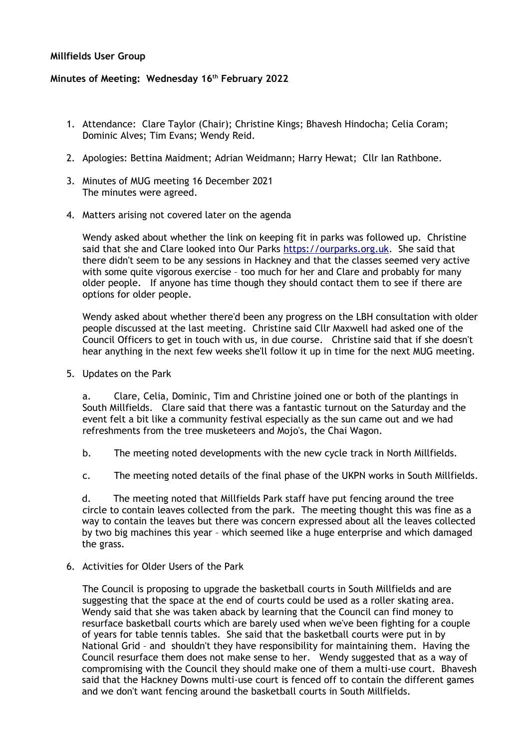**Millfields User Group**

**Minutes of Meeting: Wednesday 16th February 2022**

1. Attendance: Clare Taylor (Chair); Christine Kings; Bhavesh Hindocha; Celia Coram; Dominic Alves; Tim Evans; Wendy Reid.

2. Apologies: Bettina Maidment; Adrian Weidmann; Harry Hewat; Cllr Ian Rathbone.

3. Minutes of MUG meeting 16 December 2021
   The minutes were agreed.

4. Matters arising not covered later on the agenda

   Wendy asked about whether the link on keeping fit in parks was followed up. Christine said that she and Clare looked into Our Parks https://ourparks.org.uk. She said that there didn't seem to be any sessions in Hackney and that the classes seemed very active with some quite vigorous exercise – too much for her and Clare and probably for many older people. If anyone has time though they should contact them to see if there are options for older people.

   Wendy asked about whether there'd been any progress on the LBH consultation with older people discussed at the last meeting. Christine said Cllr Maxwell had asked one of the Council Officers to get in touch with us, in due course. Christine said that if she doesn't hear anything in the next few weeks she'll follow it up in time for the next MUG meeting.

5. Updates on the Park

   a. Clare, Celia, Dominic, Tim and Christine joined one or both of the plantings in South Millfields. Clare said that there was a fantastic turnout on the Saturday and the event felt a bit like a community festival especially as the sun came out and we had refreshments from the tree musketeers and Mojo's, the Chai Wagon.

   b. The meeting noted developments with the new cycle track in North Millfields.

   c. The meeting noted details of the final phase of the UKPN works in South Millfields.

   d. The meeting noted that Millfields Park staff have put fencing around the tree circle to contain leaves collected from the park. The meeting thought this was fine as a way to contain the leaves but there was concern expressed about all the leaves collected by two big machines this year – which seemed like a huge enterprise and which damaged the grass.

6. Activities for Older Users of the Park

   The Council is proposing to upgrade the basketball courts in South Millfields and are suggesting that the space at the end of courts could be used as a roller skating area. Wendy said that she was taken aback by learning that the Council can find money to resurface basketball courts which are barely used when we've been fighting for a couple of years for table tennis tables. She said that the basketball courts were put in by National Grid – and shouldn't there have responsibility for maintaining them. Having the Council resurface them does not make sense to her. Wendy suggested that as a way of compromising with the Council they should make one of them a multi-use court. Bhavesh said that the Hackney Downs multi-use court is fenced off to contain the different games and we don't want fencing around the basketball courts in South Millfields.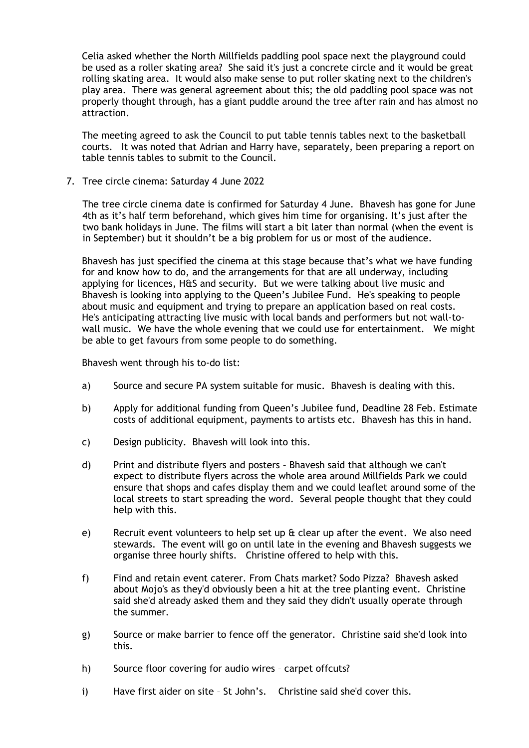Celia asked whether the North Millfields paddling pool space next the playground could be used as a roller skating area? She said it's just a concrete circle and it would be great rolling skating area. It would also make sense to put roller skating next to the children's play area. There was general agreement about this; the old paddling pool space was not properly thought through, has a giant puddle around the tree after rain and has almost no attraction.

The meeting agreed to ask the Council to put table tennis tables next to the basketball courts. It was noted that Adrian and Harry have, separately, been preparing a report on table tennis tables to submit to the Council.

7. Tree circle cinema: Saturday 4 June 2022

The tree circle cinema date is confirmed for Saturday 4 June. Bhavesh has gone for June 4th as it's half term beforehand, which gives him time for organising. It's just after the two bank holidays in June. The films will start a bit later than normal (when the event is in September) but it shouldn't be a big problem for us or most of the audience.

Bhavesh has just specified the cinema at this stage because that's what we have funding for and know how to do, and the arrangements for that are all underway, including applying for licences, H&S and security. But we were talking about live music and Bhavesh is looking into applying to the Queen's Jubilee Fund. He's speaking to people about music and equipment and trying to prepare an application based on real costs. He's anticipating attracting live music with local bands and performers but not wall-to-wall music. We have the whole evening that we could use for entertainment. We might be able to get favours from some people to do something.

Bhavesh went through his to-do list:

a) Source and secure PA system suitable for music. Bhavesh is dealing with this.

b) Apply for additional funding from Queen's Jubilee fund, Deadline 28 Feb. Estimate costs of additional equipment, payments to artists etc. Bhavesh has this in hand.

c) Design publicity. Bhavesh will look into this.

d) Print and distribute flyers and posters – Bhavesh said that although we can't expect to distribute flyers across the whole area around Millfields Park we could ensure that shops and cafes display them and we could leaflet around some of the local streets to start spreading the word. Several people thought that they could help with this.

e) Recruit event volunteers to help set up & clear up after the event. We also need stewards. The event will go on until late in the evening and Bhavesh suggests we organise three hourly shifts. Christine offered to help with this.

f) Find and retain event caterer. From Chats market? Sodo Pizza? Bhavesh asked about Mojo's as they'd obviously been a hit at the tree planting event. Christine said she'd already asked them and they said they didn't usually operate through the summer.

g) Source or make barrier to fence off the generator. Christine said she'd look into this.

h) Source floor covering for audio wires – carpet offcuts?

i) Have first aider on site – St John's. Christine said she'd cover this.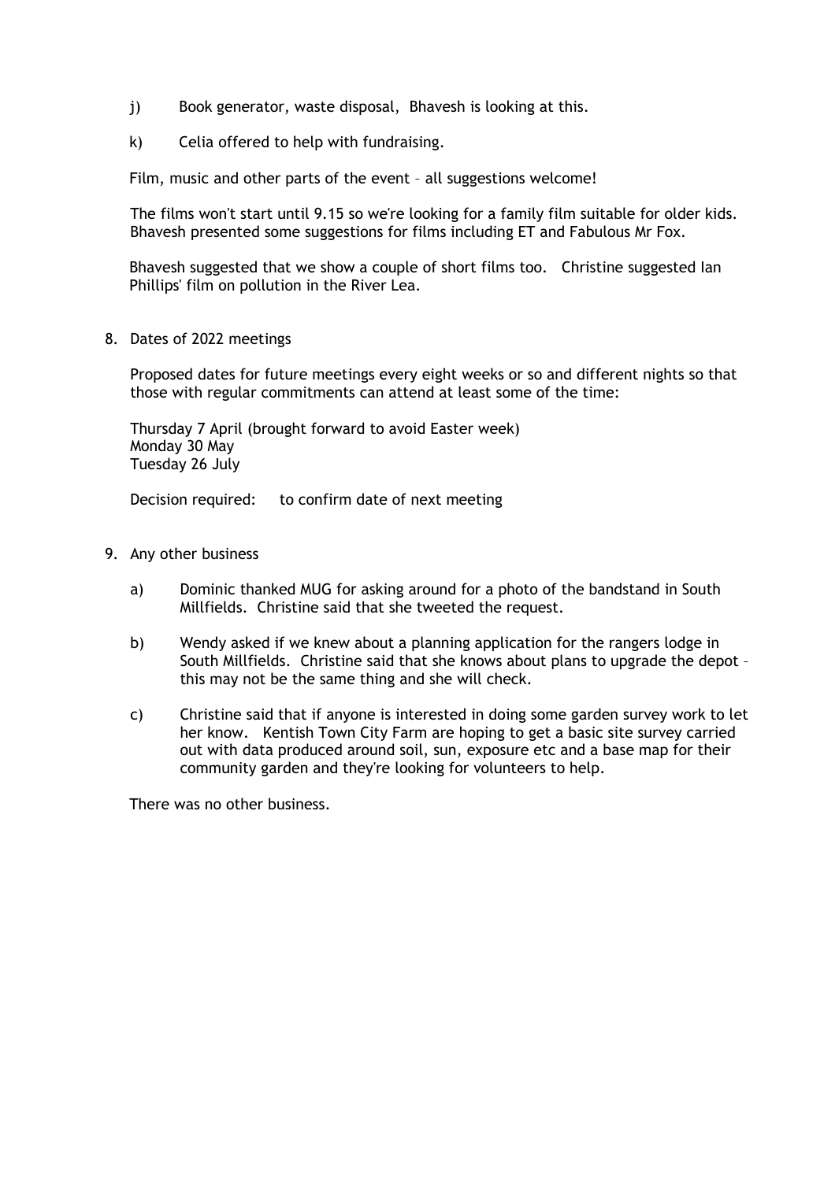j) Book generator, waste disposal, Bhavesh is looking at this.

k) Celia offered to help with fundraising.

Film, music and other parts of the event – all suggestions welcome!

The films won't start until 9.15 so we're looking for a family film suitable for older kids. Bhavesh presented some suggestions for films including ET and Fabulous Mr Fox.

Bhavesh suggested that we show a couple of short films too. Christine suggested Ian Phillips' film on pollution in the River Lea.

8. Dates of 2022 meetings

   Proposed dates for future meetings every eight weeks or so and different nights so that those with regular commitments can attend at least some of the time:

   Thursday 7 April (brought forward to avoid Easter week)
   Monday 30 May
   Tuesday 26 July

   Decision required: to confirm date of next meeting

9. Any other business

   a) Dominic thanked MUG for asking around for a photo of the bandstand in South Millfields. Christine said that she tweeted the request.

   b) Wendy asked if we knew about a planning application for the rangers lodge in South Millfields. Christine said that she knows about plans to upgrade the depot – this may not be the same thing and she will check.

   c) Christine said that if anyone is interested in doing some garden survey work to let her know. Kentish Town City Farm are hoping to get a basic site survey carried out with data produced around soil, sun, exposure etc and a base map for their community garden and they're looking for volunteers to help.

   There was no other business.